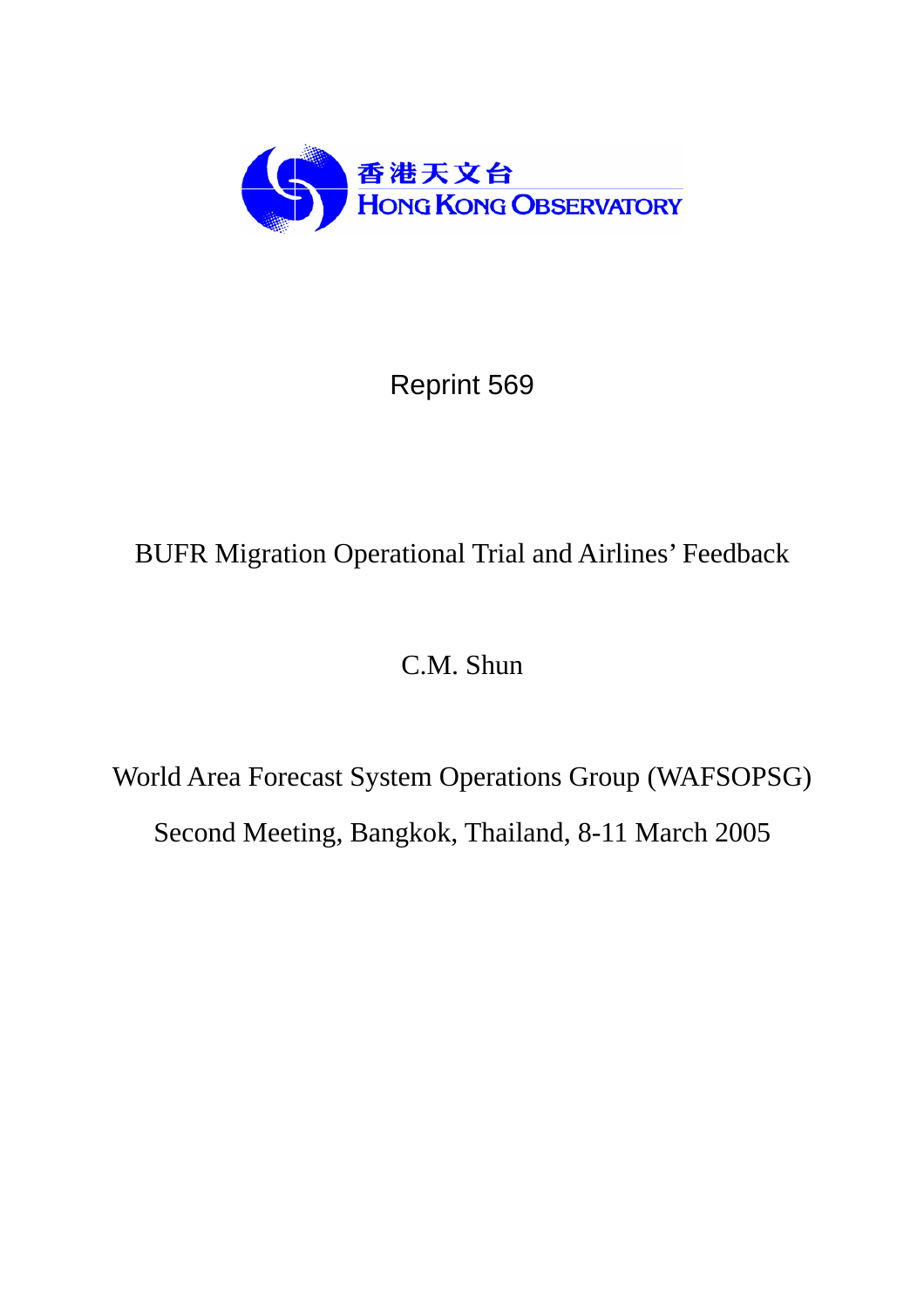香港天文台
HONG KONG OBSERVATORY

Reprint 569

# BUFR Migration Operational Trial and Airlines' Feedback

C.M. Shun

World Area Forecast System Operations Group (WAFSOPSG)

Second Meeting, Bangkok, Thailand, 8-11 March 2005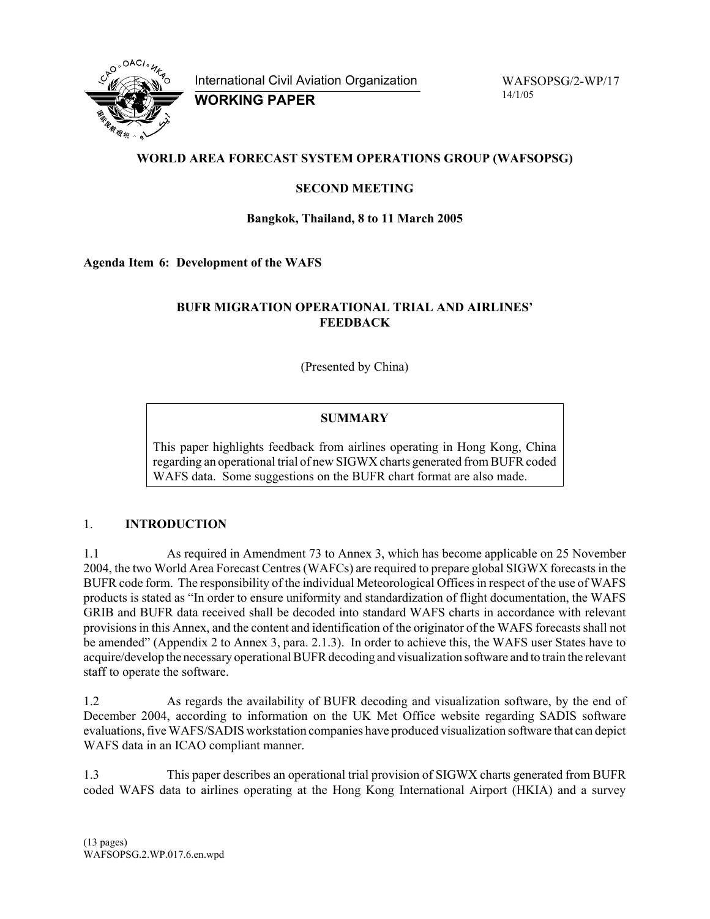International Civil Aviation Organization

**WORKING PAPER**

WAFSOPSG/2-WP/17
14/1/05

**WORLD AREA FORECAST SYSTEM OPERATIONS GROUP (WAFSOPSG)**

**SECOND MEETING**

**Bangkok, Thailand, 8 to 11 March 2005**

**Agenda Item 6: Development of the WAFS**

**BUFR MIGRATION OPERATIONAL TRIAL AND AIRLINES' FEEDBACK**

(Presented by China)

**SUMMARY**

This paper highlights feedback from airlines operating in Hong Kong, China regarding an operational trial of new SIGWX charts generated from BUFR coded WAFS data. Some suggestions on the BUFR chart format are also made.

## 1. INTRODUCTION

1.1 As required in Amendment 73 to Annex 3, which has become applicable on 25 November 2004, the two World Area Forecast Centres (WAFCs) are required to prepare global SIGWX forecasts in the BUFR code form. The responsibility of the individual Meteorological Offices in respect of the use of WAFS products is stated as "In order to ensure uniformity and standardization of flight documentation, the WAFS GRIB and BUFR data received shall be decoded into standard WAFS charts in accordance with relevant provisions in this Annex, and the content and identification of the originator of the WAFS forecasts shall not be amended" (Appendix 2 to Annex 3, para. 2.1.3). In order to achieve this, the WAFS user States have to acquire/develop the necessary operational BUFR decoding and visualization software and to train the relevant staff to operate the software.

1.2 As regards the availability of BUFR decoding and visualization software, by the end of December 2004, according to information on the UK Met Office website regarding SADIS software evaluations, five WAFS/SADIS workstation companies have produced visualization software that can depict WAFS data in an ICAO compliant manner.

1.3 This paper describes an operational trial provision of SIGWX charts generated from BUFR coded WAFS data to airlines operating at the Hong Kong International Airport (HKIA) and a survey

(13 pages)
WAFSOPSG.2.WP.017.6.en.wpd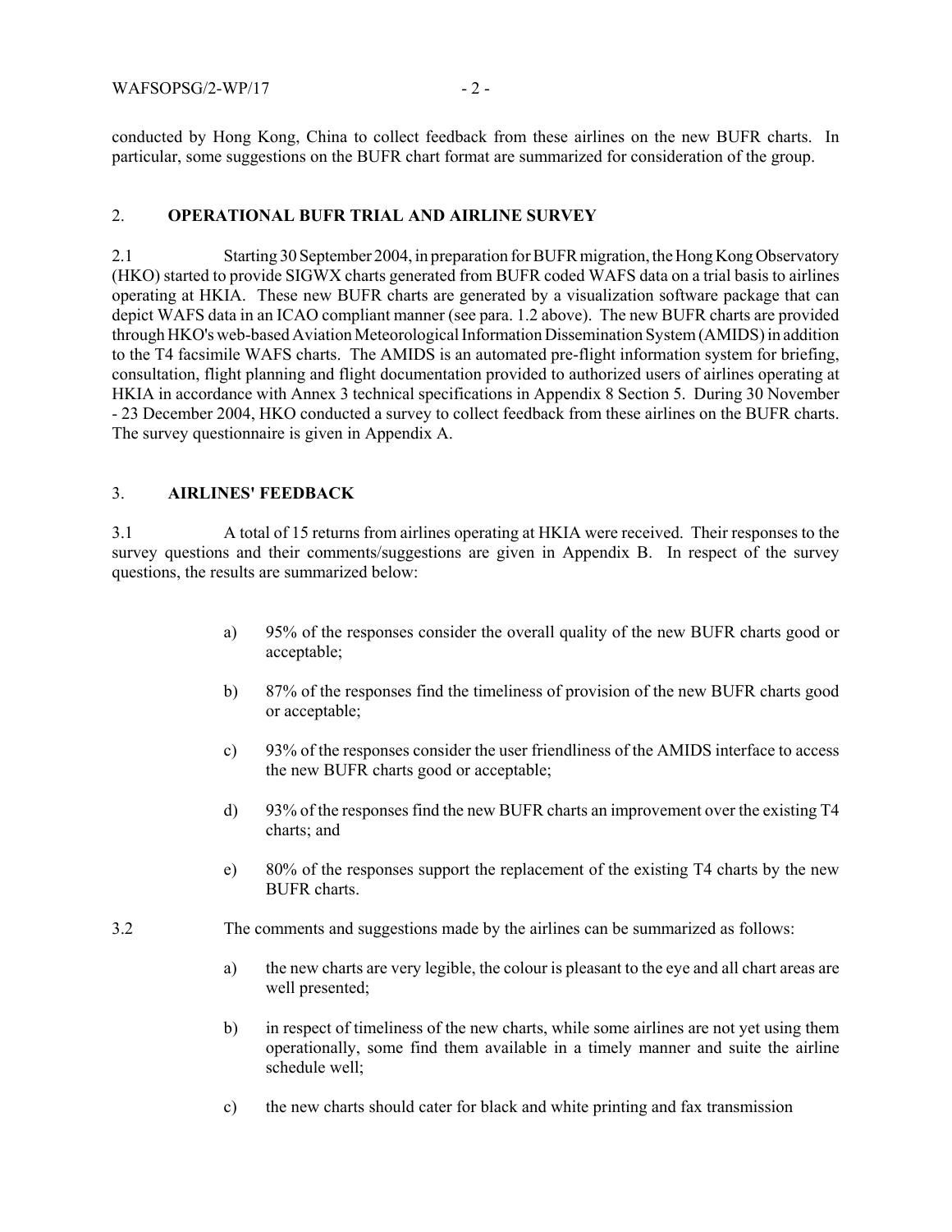conducted by Hong Kong, China to collect feedback from these airlines on the new BUFR charts. In particular, some suggestions on the BUFR chart format are summarized for consideration of the group.

## 2. OPERATIONAL BUFR TRIAL AND AIRLINE SURVEY

2.1 Starting 30 September 2004, in preparation for BUFR migration, the Hong Kong Observatory (HKO) started to provide SIGWX charts generated from BUFR coded WAFS data on a trial basis to airlines operating at HKIA. These new BUFR charts are generated by a visualization software package that can depict WAFS data in an ICAO compliant manner (see para. 1.2 above). The new BUFR charts are provided through HKO's web-based Aviation Meteorological Information Dissemination System (AMIDS) in addition to the T4 facsimile WAFS charts. The AMIDS is an automated pre-flight information system for briefing, consultation, flight planning and flight documentation provided to authorized users of airlines operating at HKIA in accordance with Annex 3 technical specifications in Appendix 8 Section 5. During 30 November - 23 December 2004, HKO conducted a survey to collect feedback from these airlines on the BUFR charts. The survey questionnaire is given in Appendix A.

## 3. AIRLINES' FEEDBACK

3.1 A total of 15 returns from airlines operating at HKIA were received. Their responses to the survey questions and their comments/suggestions are given in Appendix B. In respect of the survey questions, the results are summarized below:

a) 95% of the responses consider the overall quality of the new BUFR charts good or acceptable;

b) 87% of the responses find the timeliness of provision of the new BUFR charts good or acceptable;

c) 93% of the responses consider the user friendliness of the AMIDS interface to access the new BUFR charts good or acceptable;

d) 93% of the responses find the new BUFR charts an improvement over the existing T4 charts; and

e) 80% of the responses support the replacement of the existing T4 charts by the new BUFR charts.

3.2 The comments and suggestions made by the airlines can be summarized as follows:

a) the new charts are very legible, the colour is pleasant to the eye and all chart areas are well presented;

b) in respect of timeliness of the new charts, while some airlines are not yet using them operationally, some find them available in a timely manner and suite the airline schedule well;

c) the new charts should cater for black and white printing and fax transmission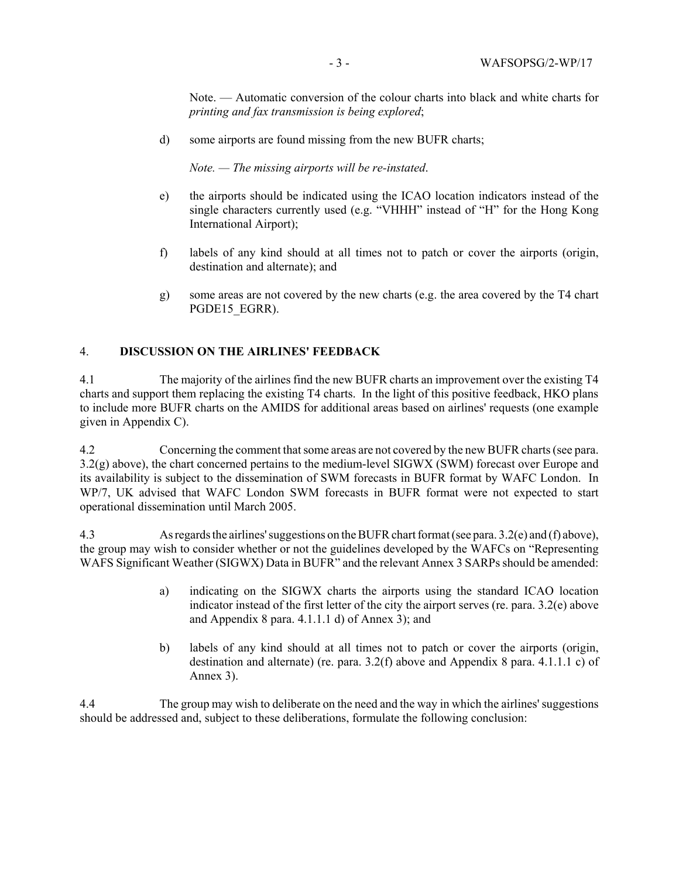Note. — Automatic conversion of the colour charts into black and white charts for *printing and fax transmission is being explored*;

d) some airports are found missing from the new BUFR charts;

*Note. — The missing airports will be re-instated*.

e) the airports should be indicated using the ICAO location indicators instead of the single characters currently used (e.g. "VHHH" instead of "H" for the Hong Kong International Airport);

f) labels of any kind should at all times not to patch or cover the airports (origin, destination and alternate); and

g) some areas are not covered by the new charts (e.g. the area covered by the T4 chart PGDE15_EGRR).

## 4. DISCUSSION ON THE AIRLINES' FEEDBACK

4.1 The majority of the airlines find the new BUFR charts an improvement over the existing T4 charts and support them replacing the existing T4 charts. In the light of this positive feedback, HKO plans to include more BUFR charts on the AMIDS for additional areas based on airlines' requests (one example given in Appendix C).

4.2 Concerning the comment that some areas are not covered by the new BUFR charts (see para. 3.2(g) above), the chart concerned pertains to the medium-level SIGWX (SWM) forecast over Europe and its availability is subject to the dissemination of SWM forecasts in BUFR format by WAFC London. In WP/7, UK advised that WAFC London SWM forecasts in BUFR format were not expected to start operational dissemination until March 2005.

4.3 As regards the airlines' suggestions on the BUFR chart format (see para. 3.2(e) and (f) above), the group may wish to consider whether or not the guidelines developed by the WAFCs on "Representing WAFS Significant Weather (SIGWX) Data in BUFR" and the relevant Annex 3 SARPs should be amended:

a) indicating on the SIGWX charts the airports using the standard ICAO location indicator instead of the first letter of the city the airport serves (re. para. 3.2(e) above and Appendix 8 para. 4.1.1.1 d) of Annex 3); and

b) labels of any kind should at all times not to patch or cover the airports (origin, destination and alternate) (re. para. 3.2(f) above and Appendix 8 para. 4.1.1.1 c) of Annex 3).

4.4 The group may wish to deliberate on the need and the way in which the airlines' suggestions should be addressed and, subject to these deliberations, formulate the following conclusion: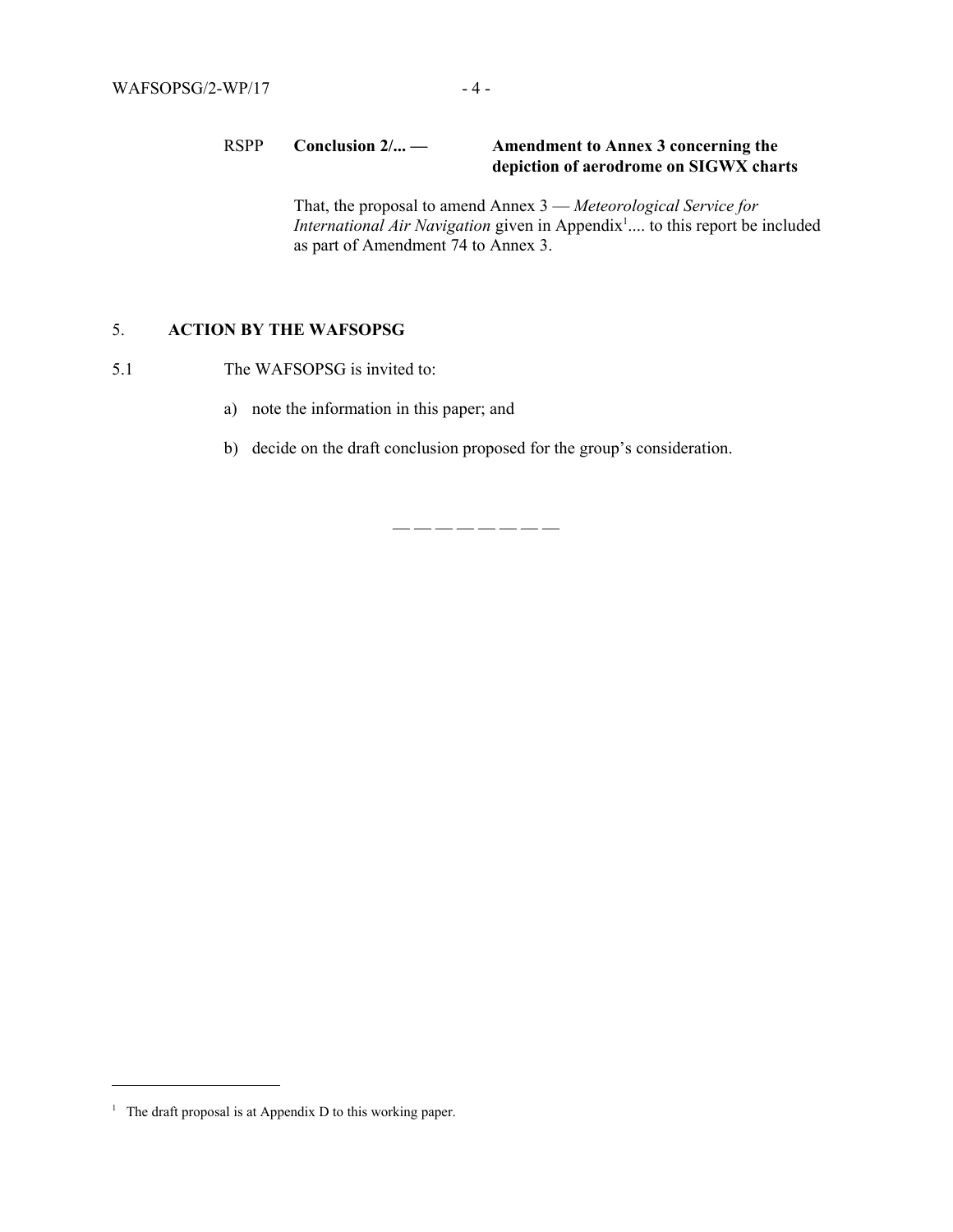RSPP **Conclusion 2/... — Amendment to Annex 3 concerning the depiction of aerodrome on SIGWX charts**

That, the proposal to amend Annex 3 — *Meteorological Service for International Air Navigation* given in Appendix[1].... to this report be included as part of Amendment 74 to Annex 3.

## 5. ACTION BY THE WAFSOPSG

5.1 The WAFSOPSG is invited to:

a) note the information in this paper; and

b) decide on the draft conclusion proposed for the group's consideration.

— — — — — — — —

[1] The draft proposal is at Appendix D to this working paper.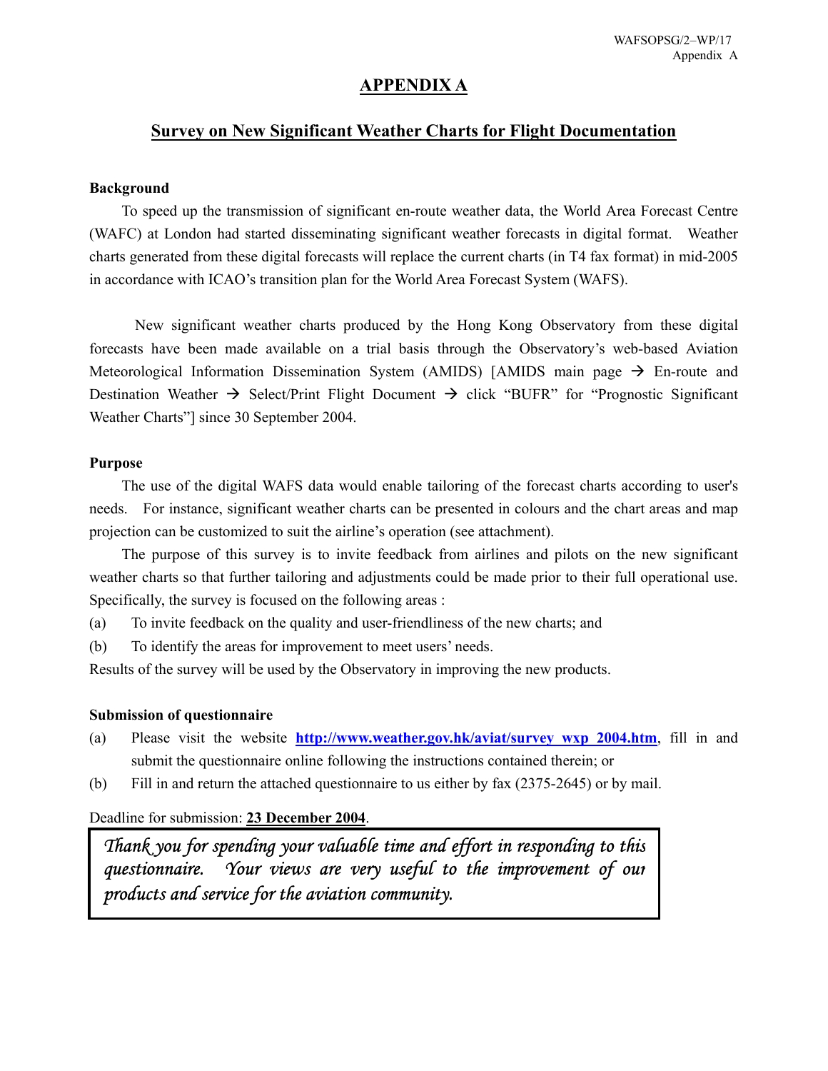# APPENDIX A

## Survey on New Significant Weather Charts for Flight Documentation

**Background**

To speed up the transmission of significant en-route weather data, the World Area Forecast Centre (WAFC) at London had started disseminating significant weather forecasts in digital format. Weather charts generated from these digital forecasts will replace the current charts (in T4 fax format) in mid-2005 in accordance with ICAO's transition plan for the World Area Forecast System (WAFS).

New significant weather charts produced by the Hong Kong Observatory from these digital forecasts have been made available on a trial basis through the Observatory's web-based Aviation Meteorological Information Dissemination System (AMIDS) [AMIDS main page → En-route and Destination Weather → Select/Print Flight Document → click "BUFR" for "Prognostic Significant Weather Charts"] since 30 September 2004.

**Purpose**

The use of the digital WAFS data would enable tailoring of the forecast charts according to user's needs. For instance, significant weather charts can be presented in colours and the chart areas and map projection can be customized to suit the airline's operation (see attachment).

The purpose of this survey is to invite feedback from airlines and pilots on the new significant weather charts so that further tailoring and adjustments could be made prior to their full operational use. Specifically, the survey is focused on the following areas :

(a) To invite feedback on the quality and user-friendliness of the new charts; and

(b) To identify the areas for improvement to meet users' needs.

Results of the survey will be used by the Observatory in improving the new products.

**Submission of questionnaire**

(a) Please visit the website **http://www.weather.gov.hk/aviat/survey_wxp_2004.htm**, fill in and submit the questionnaire online following the instructions contained therein; or

(b) Fill in and return the attached questionnaire to us either by fax (2375-2645) or by mail.

Deadline for submission: **23 December 2004**.

*Thank you for spending your valuable time and effort in responding to this questionnaire. Your views are very useful to the improvement of our products and service for the aviation community.*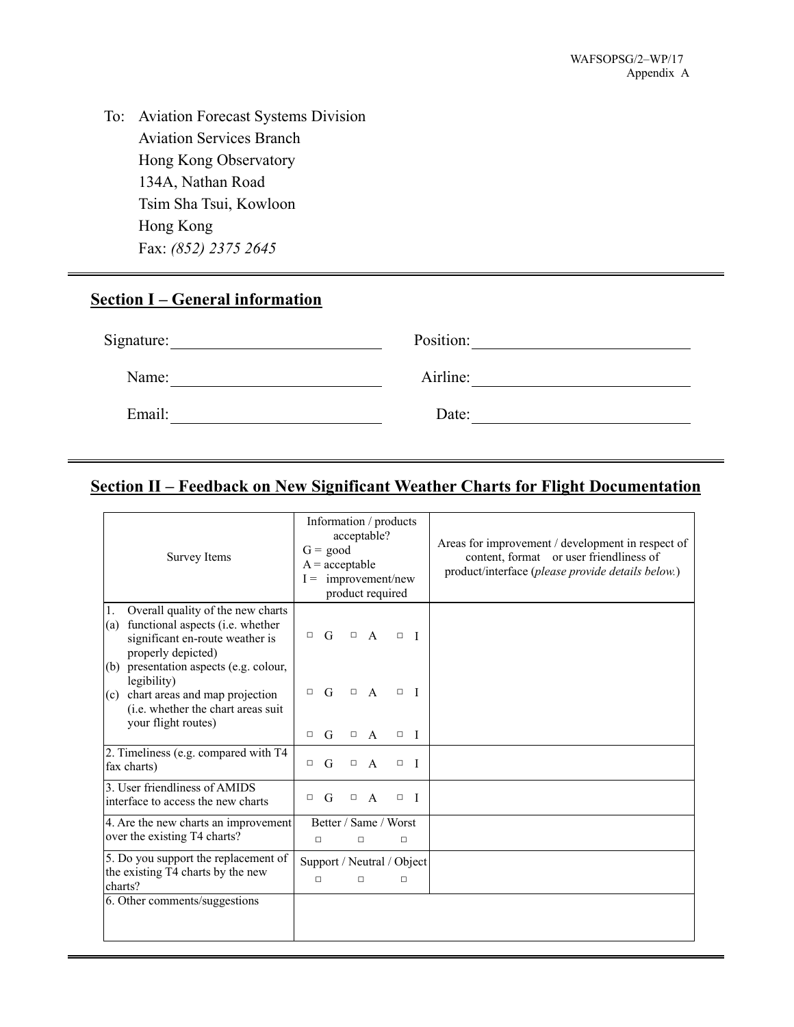To: Aviation Forecast Systems Division
Aviation Services Branch
Hong Kong Observatory
134A, Nathan Road
Tsim Sha Tsui, Kowloon
Hong Kong
Fax: *(852) 2375 2645*

---

## Section I – General information

Signature: ____________________ Position: ____________________

Name: ____________________ Airline: ____________________

Email: ____________________ Date: ____________________

---

## Section II – Feedback on New Significant Weather Charts for Flight Documentation

| Survey Items | Information / products acceptable? G = good A = acceptable I = improvement/new product required | Areas for improvement / development in respect of content, format or user friendliness of product/interface (*please provide details below.*) |
|---|---|---|
| 1. Overall quality of the new charts (a) functional aspects (i.e. whether significant en-route weather is properly depicted) | □ G □ A □ I | |
| (b) presentation aspects (e.g. colour, legibility) | □ G □ A □ I | |
| (c) chart areas and map projection (i.e. whether the chart areas suit your flight routes) | □ G □ A □ I | |
| 2. Timeliness (e.g. compared with T4 fax charts) | □ G □ A □ I | |
| 3. User friendliness of AMIDS interface to access the new charts | □ G □ A □ I | |
| 4. Are the new charts an improvement over the existing T4 charts? | Better / Same / Worst □ □ □ | |
| 5. Do you support the replacement of the existing T4 charts by the new charts? | Support / Neutral / Object □ □ □ | |
| 6. Other comments/suggestions | | |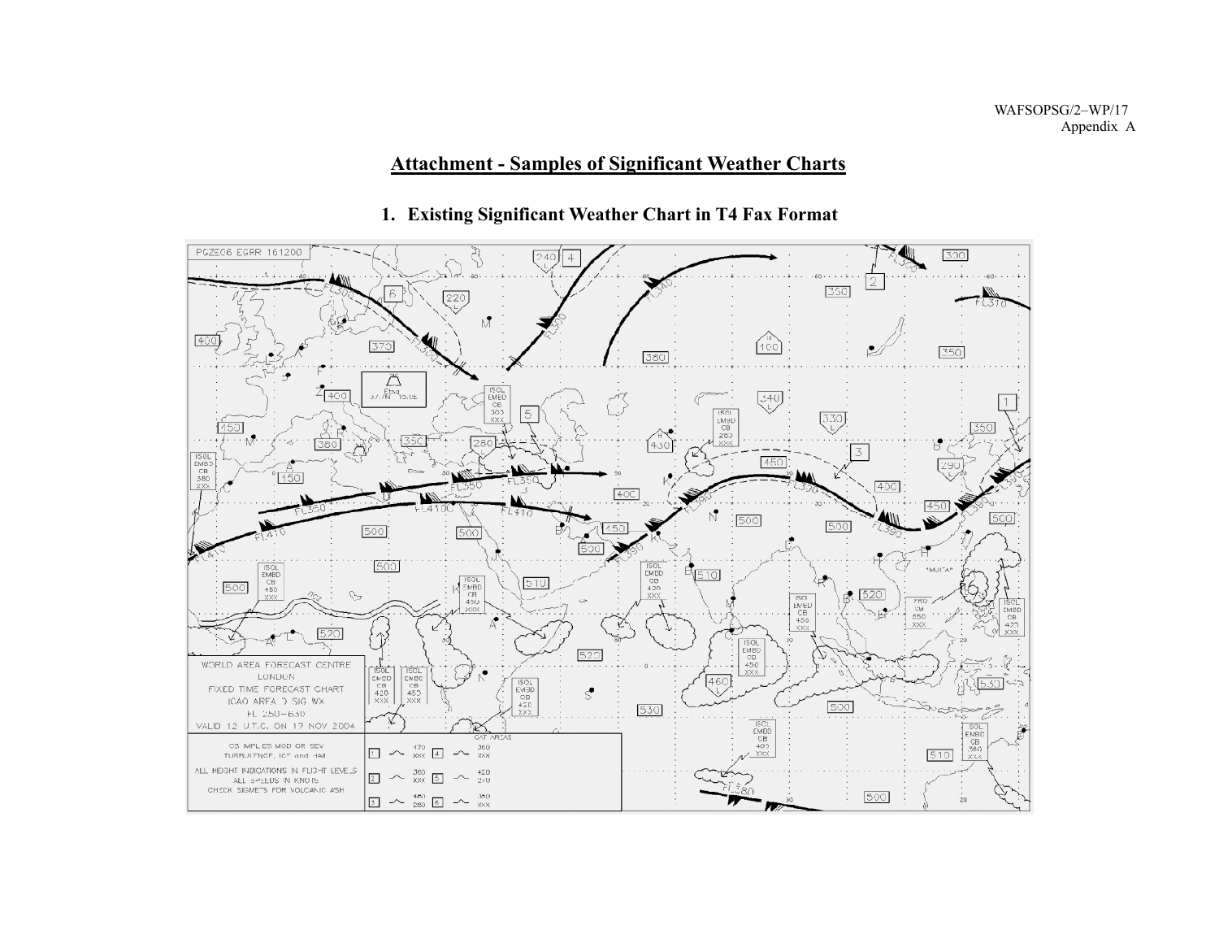## Attachment - Samples of Significant Weather Charts

### 1. Existing Significant Weather Chart in T4 Fax Format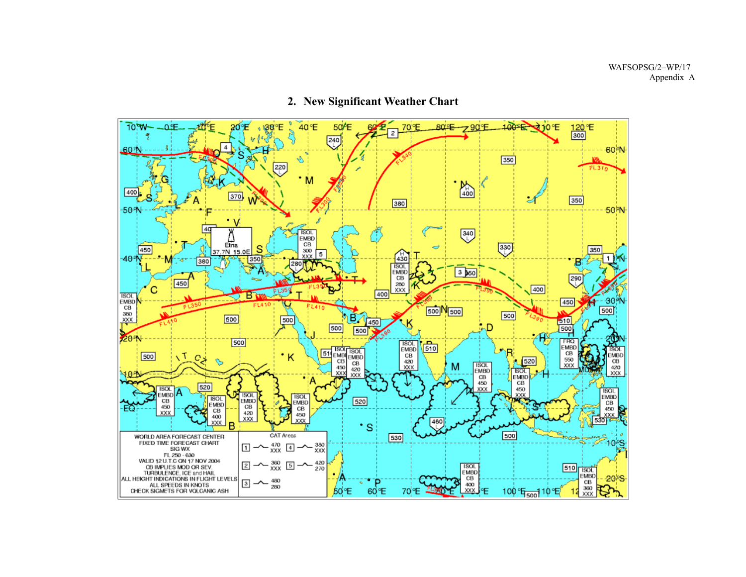## 2. New Significant Weather Chart

WORLD AREA FORECAST CENTER
FIXED TIME FORECAST CHART
SIG WX
FL 250 - 630
VALID 12 U.T.C ON 17 NOV 2004
CB IMPLIES MOD OR SEV
TURBULENCE, ICE and HAIL
ALL HEIGHT INDICATIONS IN FLIGHT LEVELS
ALL SPEEDS IN KNOTS
CHECK SIGMETS FOR VOLCANIC ASH

CAT Areas

| | | | |
|---|---|---|---|
| 1 | 470 XXX | 4 | 380 XXX |
| 2 | 360 XXX | 5 | 420 270 |
| 3 | 480 280 | | |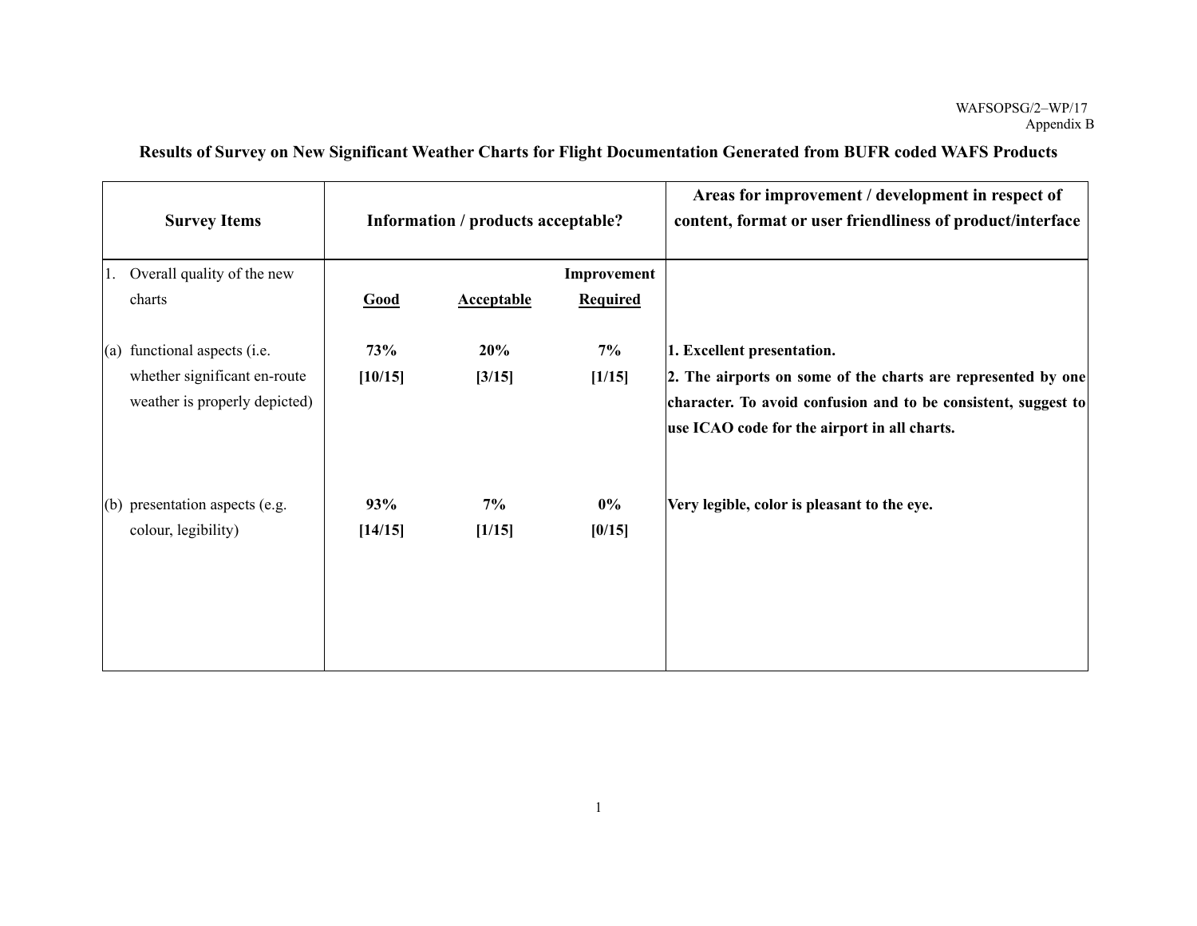WAFSOPSG/2–WP/17
Appendix B

## Results of Survey on New Significant Weather Charts for Flight Documentation Generated from BUFR coded WAFS Products

| Survey Items | Information / products acceptable? | | | Areas for improvement / development in respect of content, format or user friendliness of product/interface |
|---|---|---|---|---|
| 1. Overall quality of the new charts | **Good** | **Acceptable** | **Improvement Required** | |
| (a) functional aspects (i.e. whether significant en-route weather is properly depicted) | **73% [10/15]** | **20% [3/15]** | **7% [1/15]** | **1. Excellent presentation.** **2. The airports on some of the charts are represented by one character. To avoid confusion and to be consistent, suggest to use ICAO code for the airport in all charts.** |
| (b) presentation aspects (e.g. colour, legibility) | **93% [14/15]** | **7% [1/15]** | **0% [0/15]** | **Very legible, color is pleasant to the eye.** |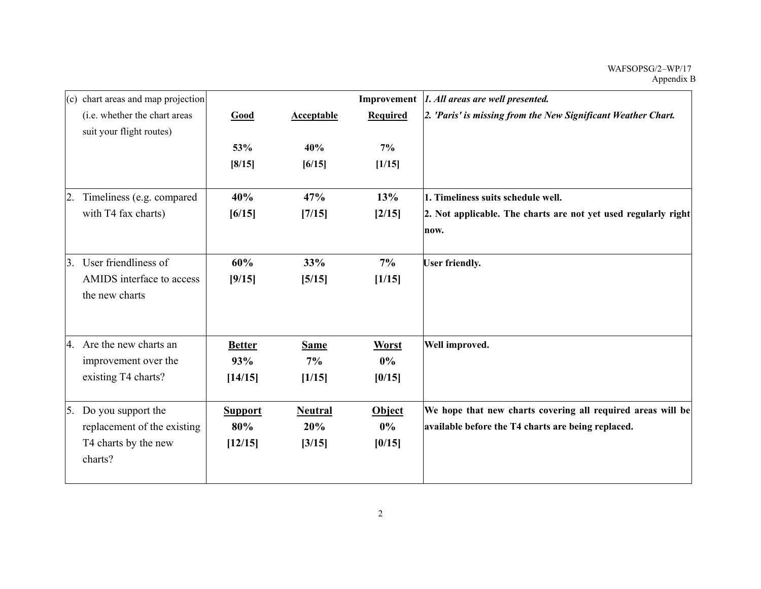| | | | | |
|---|---|---|---|---|
| (c) chart areas and map projection (i.e. whether the chart areas suit your flight routes) | **Good**<br>**53%**<br>**[8/15]** | **Acceptable**<br>**40%**<br>**[6/15]** | **Improvement Required**<br>**7%**<br>**[1/15]** | ***1. All areas are well presented.***<br>***2. 'Paris' is missing from the New Significant Weather Chart.*** |
| 2. Timeliness (e.g. compared with T4 fax charts) | **40%**<br>**[6/15]** | **47%**<br>**[7/15]** | **13%**<br>**[2/15]** | **1. Timeliness suits schedule well.**<br>**2. Not applicable. The charts are not yet used regularly right now.** |
| 3. User friendliness of AMIDS interface to access the new charts | **60%**<br>**[9/15]** | **33%**<br>**[5/15]** | **7%**<br>**[1/15]** | **User friendly.** |
| 4. Are the new charts an improvement over the existing T4 charts? | **Better**<br>**93%**<br>**[14/15]** | **Same**<br>**7%**<br>**[1/15]** | **Worst**<br>**0%**<br>**[0/15]** | **Well improved.** |
| 5. Do you support the replacement of the existing T4 charts by the new charts? | **Support**<br>**80%**<br>**[12/15]** | **Neutral**<br>**20%**<br>**[3/15]** | **Object**<br>**0%**<br>**[0/15]** | **We hope that new charts covering all required areas will be available before the T4 charts are being replaced.** |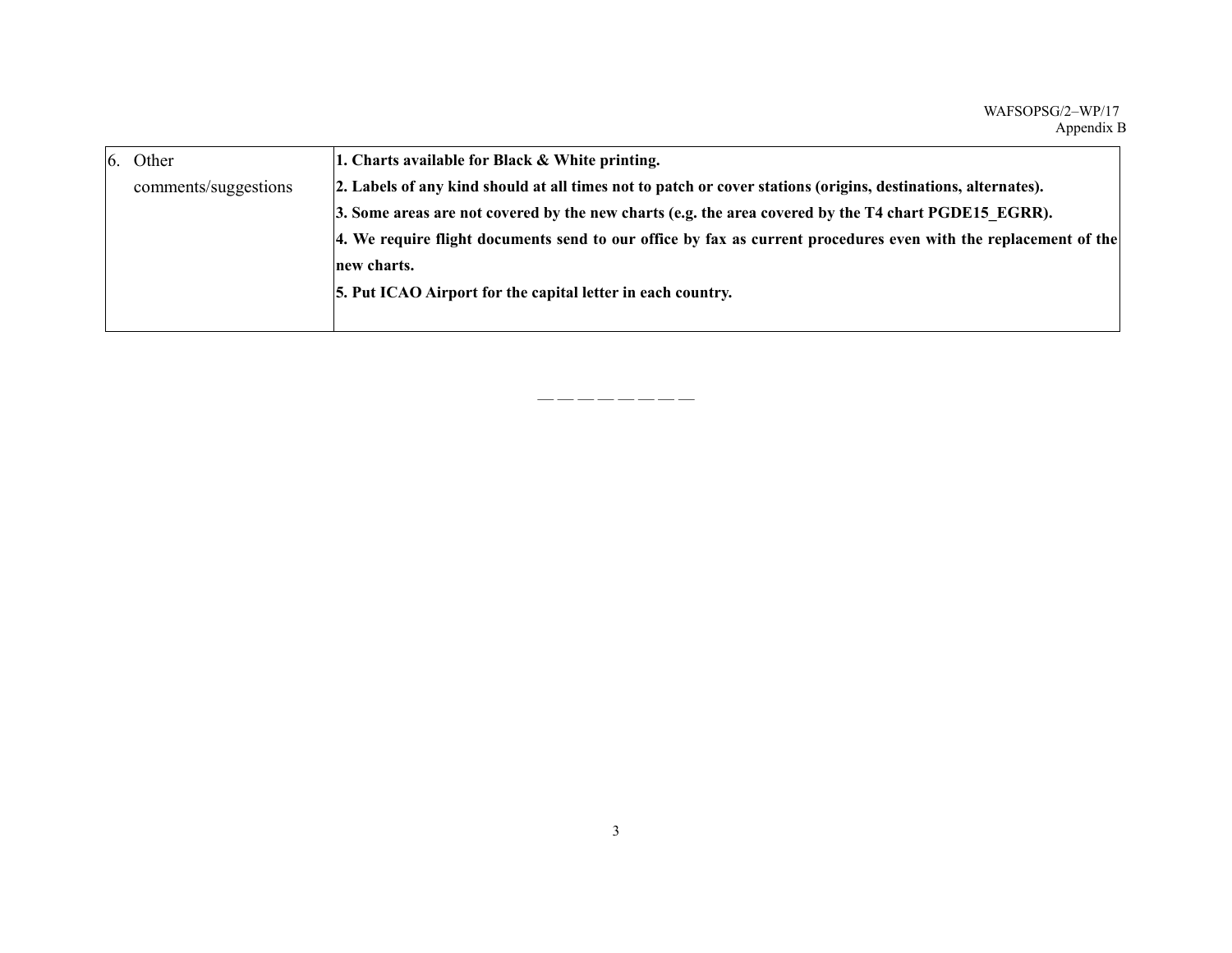| 6. Other comments/suggestions | **1. Charts available for Black & White printing.** **2. Labels of any kind should at all times not to patch or cover stations (origins, destinations, alternates).** **3. Some areas are not covered by the new charts (e.g. the area covered by the T4 chart PGDE15_EGRR).** **4. We require flight documents send to our office by fax as current procedures even with the replacement of the new charts.** **5. Put ICAO Airport for the capital letter in each country.** |
|---|---|

— — — — — — — —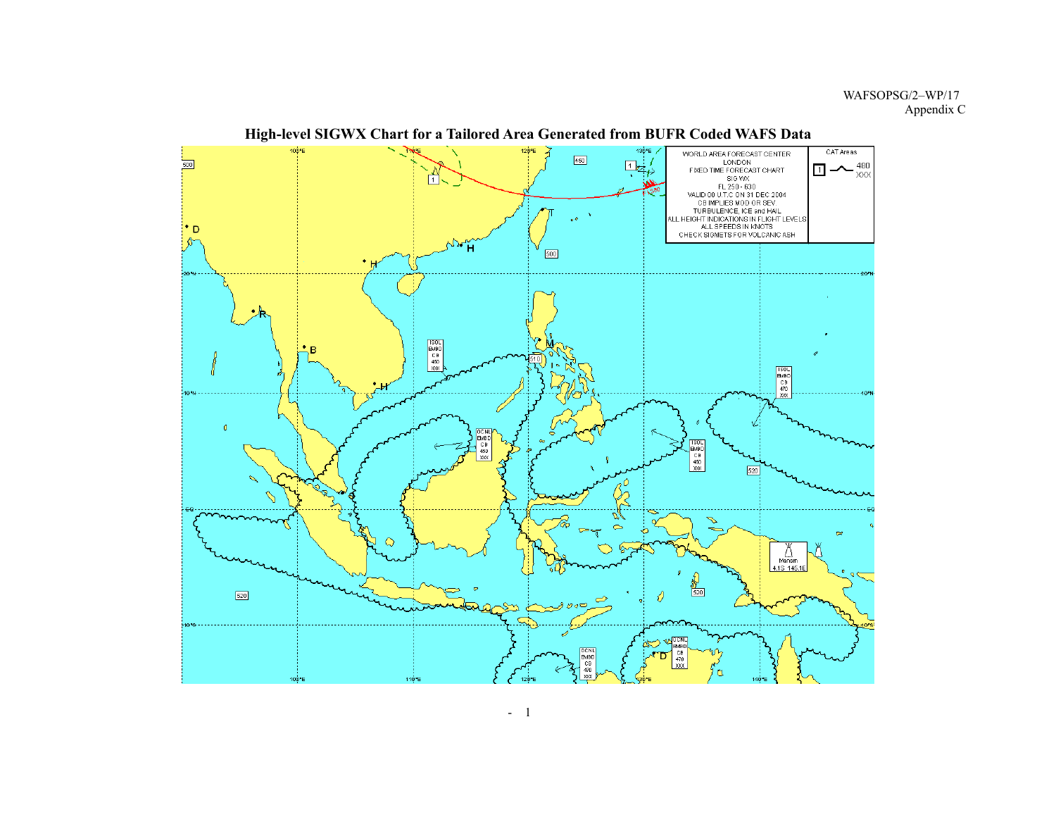# High-level SIGWX Chart for a Tailored Area Generated from BUFR Coded WAFS Data

WORLD AREA FORECAST CENTER
LONDON
FIXED TIME FORECAST CHART
SIG WX
FL 250 - 630
VALID 00 U.T.C ON 31 DEC 2004
CB IMPLIES MOD OR SEV
TURBULENCE, ICE and HAIL
ALL HEIGHT INDICATIONS IN FLIGHT LEVELS
ALL SPEEDS IN KNOTS
CHECK SIGMETS FOR VOLCANIC ASH

CAT Areas

1 480 XXX

ISOL EMBD CB 450 XXX

ISOL EMBD CB 470 XXX

OCNL EMBD CB 450 XXX

ISOL EMBD CB 450 XXX

OCNL EMBD CB 470 XXX

OCNL EMBD CB 470 XXX

Manam 4.1S 145.1E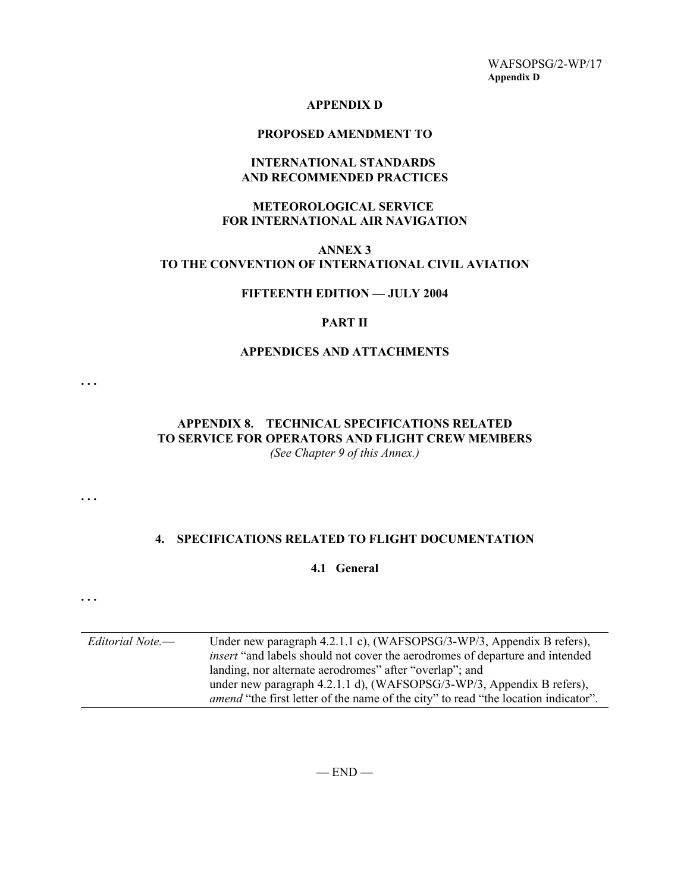**APPENDIX D**

**PROPOSED AMENDMENT TO**

**INTERNATIONAL STANDARDS AND RECOMMENDED PRACTICES**

**METEOROLOGICAL SERVICE FOR INTERNATIONAL AIR NAVIGATION**

**ANNEX 3 TO THE CONVENTION OF INTERNATIONAL CIVIL AVIATION**

**FIFTEENTH EDITION — JULY 2004**

**PART II**

**APPENDICES AND ATTACHMENTS**

. . .

**APPENDIX 8. TECHNICAL SPECIFICATIONS RELATED TO SERVICE FOR OPERATORS AND FLIGHT CREW MEMBERS**

*(See Chapter 9 of this Annex.)*

. . .

**4. SPECIFICATIONS RELATED TO FLIGHT DOCUMENTATION**

**4.1 General**

. . .

| | |
|---|---|
| *Editorial Note.*— | Under new paragraph 4.2.1.1 c), (WAFSOPSG/3-WP/3, Appendix B refers), *insert* "and labels should not cover the aerodromes of departure and intended landing, nor alternate aerodromes" after "overlap"; and under new paragraph 4.2.1.1 d), (WAFSOPSG/3-WP/3, Appendix B refers), *amend* "the first letter of the name of the city" to read "the location indicator". |

— END —